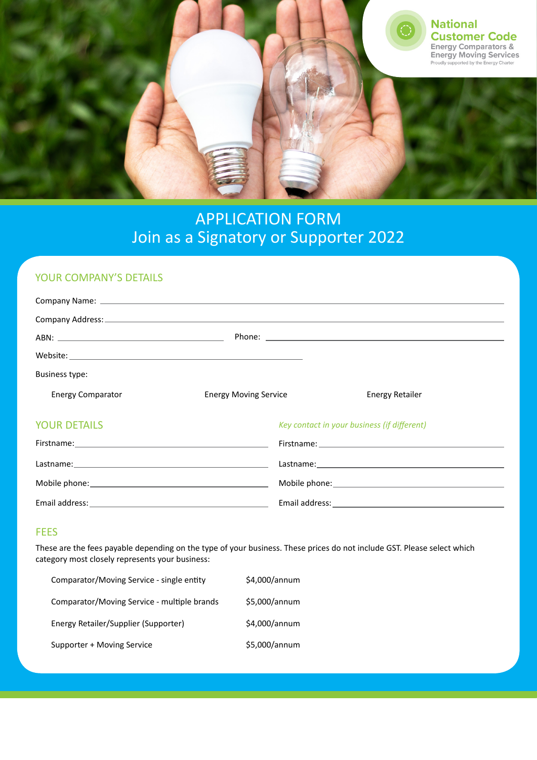National Customer Code
Energy Comparators & Energy Moving Services
Proudly supported by the Energy Charter

# APPLICATION FORM
# Join as a Signatory or Supporter 2022

## YOUR COMPANY'S DETAILS

Company Name: \_\_\_\_\_\_\_\_\_\_\_\_\_\_\_\_\_\_\_\_

Company Address: \_\_\_\_\_\_\_\_\_\_\_\_\_\_\_\_\_\_\_\_

ABN: \_\_\_\_\_\_\_\_\_\_\_\_\_\_\_\_\_\_\_\_ Phone: \_\_\_\_\_\_\_\_\_\_\_\_\_\_\_\_\_\_\_\_

Website: \_\_\_\_\_\_\_\_\_\_\_\_\_\_\_\_\_\_\_\_

Business type:

- Energy Comparator
- Energy Moving Service
- Energy Retailer

## YOUR DETAILS

Firstname: \_\_\_\_\_\_\_\_\_\_\_\_\_\_\_\_\_\_\_\_

Lastname: \_\_\_\_\_\_\_\_\_\_\_\_\_\_\_\_\_\_\_\_

Mobile phone: \_\_\_\_\_\_\_\_\_\_\_\_\_\_\_\_\_\_\_\_

Email address: \_\_\_\_\_\_\_\_\_\_\_\_\_\_\_\_\_\_\_\_

*Key contact in your business (if different)*

Firstname: \_\_\_\_\_\_\_\_\_\_\_\_\_\_\_\_\_\_\_\_

Lastname: \_\_\_\_\_\_\_\_\_\_\_\_\_\_\_\_\_\_\_\_

Mobile phone: \_\_\_\_\_\_\_\_\_\_\_\_\_\_\_\_\_\_\_\_

Email address: \_\_\_\_\_\_\_\_\_\_\_\_\_\_\_\_\_\_\_\_

## FEES

These are the fees payable depending on the type of your business. These prices do not include GST. Please select which category most closely represents your business:

| Category | Fee |
|---|---|
| Comparator/Moving Service - single entity | $4,000/annum |
| Comparator/Moving Service - multiple brands | $5,000/annum |
| Energy Retailer/Supplier (Supporter) | $4,000/annum |
| Supporter + Moving Service | $5,000/annum |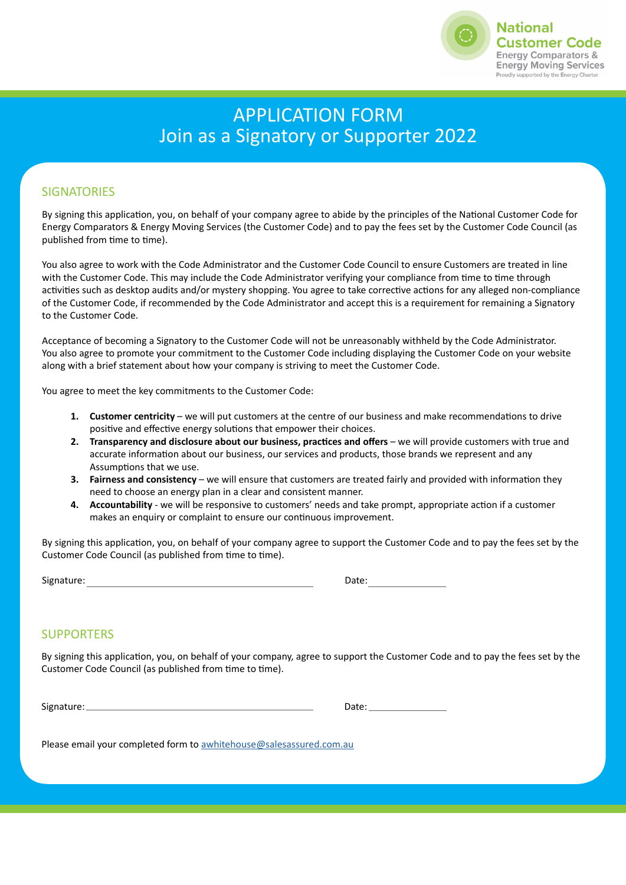National Customer Code
Energy Comparators & Energy Moving Services
Proudly supported by the Energy Charter

# APPLICATION FORM
# Join as a Signatory or Supporter 2022

## SIGNATORIES

By signing this application, you, on behalf of your company agree to abide by the principles of the National Customer Code for Energy Comparators & Energy Moving Services (the Customer Code) and to pay the fees set by the Customer Code Council (as published from time to time).

You also agree to work with the Code Administrator and the Customer Code Council to ensure Customers are treated in line with the Customer Code. This may include the Code Administrator verifying your compliance from time to time through activities such as desktop audits and/or mystery shopping. You agree to take corrective actions for any alleged non-compliance of the Customer Code, if recommended by the Code Administrator and accept this is a requirement for remaining a Signatory to the Customer Code.

Acceptance of becoming a Signatory to the Customer Code will not be unreasonably withheld by the Code Administrator. You also agree to promote your commitment to the Customer Code including displaying the Customer Code on your website along with a brief statement about how your company is striving to meet the Customer Code.

You agree to meet the key commitments to the Customer Code:

1. **Customer centricity** – we will put customers at the centre of our business and make recommendations to drive positive and effective energy solutions that empower their choices.
2. **Transparency and disclosure about our business, practices and offers** – we will provide customers with true and accurate information about our business, our services and products, those brands we represent and any Assumptions that we use.
3. **Fairness and consistency** – we will ensure that customers are treated fairly and provided with information they need to choose an energy plan in a clear and consistent manner.
4. **Accountability** - we will be responsive to customers' needs and take prompt, appropriate action if a customer makes an enquiry or complaint to ensure our continuous improvement.

By signing this application, you, on behalf of your company agree to support the Customer Code and to pay the fees set by the Customer Code Council (as published from time to time).

Signature: ______________________________ Date: ______________

## SUPPORTERS

By signing this application, you, on behalf of your company, agree to support the Customer Code and to pay the fees set by the Customer Code Council (as published from time to time).

Signature: ______________________________ Date: ______________

Please email your completed form to awhitehouse@salesassured.com.au